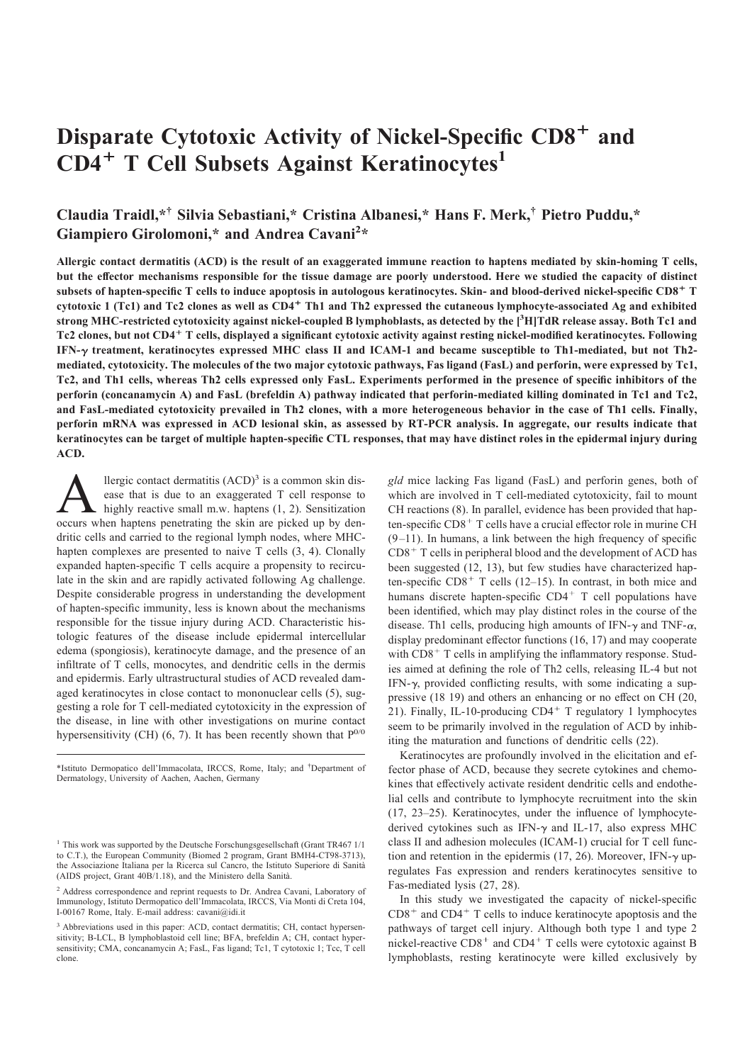# Disparate Cytotoxic Activity of Nickel-Specific CD8$^{+}$ and CD4$^{+}$ T Cell Subsets Against Keratinocytes[1]

**Claudia Traidl,*† Silvia Sebastiani,* Cristina Albanesi,* Hans F. Merk,† Pietro Puddu,* Giampiero Girolomoni,* and Andrea Cavani[2]***

**Allergic contact dermatitis (ACD) is the result of an exaggerated immune reaction to haptens mediated by skin-homing T cells, but the effector mechanisms responsible for the tissue damage are poorly understood. Here we studied the capacity of distinct subsets of hapten-specific T cells to induce apoptosis in autologous keratinocytes. Skin- and blood-derived nickel-specific CD8$^{+}$ T cytotoxic 1 (Tc1) and Tc2 clones as well as CD4$^{+}$ Th1 and Th2 expressed the cutaneous lymphocyte-associated Ag and exhibited strong MHC-restricted cytotoxicity against nickel-coupled B lymphoblasts, as detected by the [$^{3}$H]TdR release assay. Both Tc1 and Tc2 clones, but not CD4$^{+}$ T cells, displayed a significant cytotoxic activity against resting nickel-modified keratinocytes. Following IFN-γ treatment, keratinocytes expressed MHC class II and ICAM-1 and became susceptible to Th1-mediated, but not Th2-mediated, cytotoxicity. The molecules of the two major cytotoxic pathways, Fas ligand (FasL) and perforin, were expressed by Tc1, Tc2, and Th1 cells, whereas Th2 cells expressed only FasL. Experiments performed in the presence of specific inhibitors of the perforin (concanamycin A) and FasL (brefeldin A) pathway indicated that perforin-mediated killing dominated in Tc1 and Tc2, and FasL-mediated cytotoxicity prevailed in Th2 clones, with a more heterogeneous behavior in the case of Th1 cells. Finally, perforin mRNA was expressed in ACD lesional skin, as assessed by RT-PCR analysis. In aggregate, our results indicate that keratinocytes can be target of multiple hapten-specific CTL responses, that may have distinct roles in the epidermal injury during ACD.**

Allergic contact dermatitis (ACD)[3] is a common skin disease that is due to an exaggerated T cell response to highly reactive small m.w. haptens (1, 2). Sensitization occurs when haptens penetrating the skin are picked up by dendritic cells and carried to the regional lymph nodes, where MHC-hapten complexes are presented to naive T cells (3, 4). Clonally expanded hapten-specific T cells acquire a propensity to recirculate in the skin and are rapidly activated following Ag challenge. Despite considerable progress in understanding the development of hapten-specific immunity, less is known about the mechanisms responsible for the tissue injury during ACD. Characteristic histologic features of the disease include epidermal intercellular edema (spongiosis), keratinocyte damage, and the presence of an infiltrate of T cells, monocytes, and dendritic cells in the dermis and epidermis. Early ultrastructural studies of ACD revealed damaged keratinocytes in close contact to mononuclear cells (5), suggesting a role for T cell-mediated cytotoxicity in the expression of the disease, in line with other investigations on murine contact hypersensitivity (CH) (6, 7). It has been recently shown that $P^{0/0}$ *gld* mice lacking Fas ligand (FasL) and perforin genes, both of which are involved in T cell-mediated cytotoxicity, fail to mount CH reactions (8). In parallel, evidence has been provided that hapten-specific CD8$^{+}$ T cells have a crucial effector role in murine CH (9–11). In humans, a link between the high frequency of specific CD8$^{+}$ T cells in peripheral blood and the development of ACD has been suggested (12, 13), but few studies have characterized hapten-specific CD8$^{+}$ T cells (12–15). In contrast, in both mice and humans discrete hapten-specific CD4$^{+}$ T cell populations have been identified, which may play distinct roles in the course of the disease. Th1 cells, producing high amounts of IFN-γ and TNF-α, display predominant effector functions (16, 17) and may cooperate with CD8$^{+}$ T cells in amplifying the inflammatory response. Studies aimed at defining the role of Th2 cells, releasing IL-4 but not IFN-γ, provided conflicting results, with some indicating a suppressive (18 19) and others an enhancing or no effect on CH (20, 21). Finally, IL-10-producing CD4$^{+}$ T regulatory 1 lymphocytes seem to be primarily involved in the regulation of ACD by inhibiting the maturation and functions of dendritic cells (22).

Keratinocytes are profoundly involved in the elicitation and effector phase of ACD, because they secrete cytokines and chemokines that effectively activate resident dendritic cells and endothelial cells and contribute to lymphocyte recruitment into the skin (17, 23–25). Keratinocytes, under the influence of lymphocyte-derived cytokines such as IFN-γ and IL-17, also express MHC class II and adhesion molecules (ICAM-1) crucial for T cell function and retention in the epidermis (17, 26). Moreover, IFN-γ up-regulates Fas expression and renders keratinocytes sensitive to Fas-mediated lysis (27, 28).

In this study we investigated the capacity of nickel-specific CD8$^{+}$ and CD4$^{+}$ T cells to induce keratinocyte apoptosis and the pathways of target cell injury. Although both type 1 and type 2 nickel-reactive CD8$^{+}$ and CD4$^{+}$ T cells were cytotoxic against B lymphoblasts, resting keratinocyte were killed exclusively by

---

*Istituto Dermopatico dell'Immacolata, IRCCS, Rome, Italy; and †Department of Dermatology, University of Aachen, Aachen, Germany

[1] This work was supported by the Deutsche Forschungsgesellschaft (Grant TR467 1/1 to C.T.), the European Community (Biomed 2 program, Grant BMH4-CT98-3713), the Associazione Italiana per la Ricerca sul Cancro, the Istituto Superiore di Sanità (AIDS project, Grant 40B/1.18), and the Ministero della Sanità.

[2] Address correspondence and reprint requests to Dr. Andrea Cavani, Laboratory of Immunology, Istituto Dermopatico dell'Immacolata, IRCCS, Via Monti di Creta 104, I-00167 Rome, Italy. E-mail address: cavani@idi.it

[3] Abbreviations used in this paper: ACD, contact dermatitis; CH, contact hypersensitivity; B-LCL, B lymphoblastoid cell line; BFA, brefeldin A; CH, contact hypersensitivity; CMA, concanamycin A; FasL, Fas ligand; Tc1, T cytotoxic 1; Tcc, T cell clone.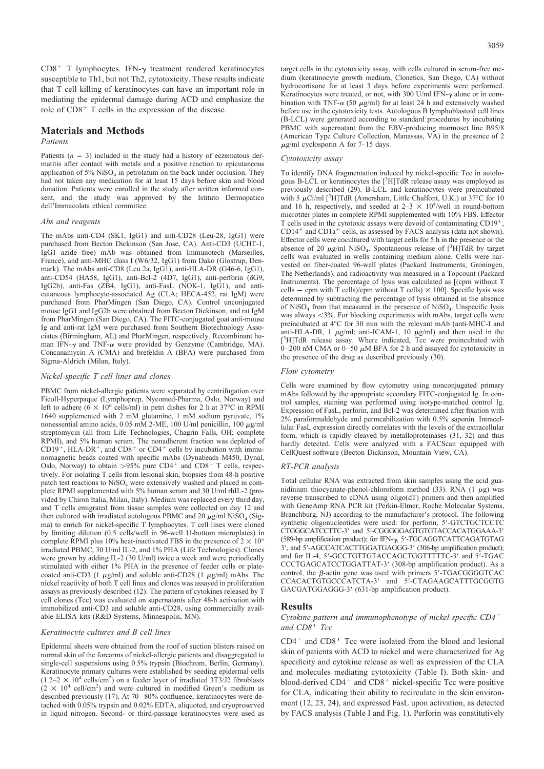$CD8^+$ T lymphocytes. IFN-γ treatment rendered keratinocytes susceptible to Th1, but not Th2, cytotoxicity. These results indicate that T cell killing of keratinocytes can have an important role in mediating the epidermal damage during ACD and emphasize the role of $CD8^+$ T cells in the expression of the disease.

## Materials and Methods

### Patients

Patients ($n = 3$) included in the study had a history of eczematous dermatitis after contact with metals and a positive reaction to epicutaneous application of 5% $NiSO_4$ in petrolatum on the back under occlusion. They had not taken any medication for at least 15 days before skin and blood donation. Patients were enrolled in the study after written informed consent, and the study was approved by the Istituto Dermopatico dell'Immacolata ethical committee.

### Abs and reagents

The mAbs anti-CD4 (SK1, IgG1) and anti-CD28 (Leu-28, IgG1) were purchased from Becton Dickinson (San Jose, CA). Anti-CD3 (UCHT-1, IgG1 azide free) mAb was obtained from Immunotech (Marseilles, France), and anti-MHC class I (W6/32, IgG1) from Dako (Glostrup, Denmark). The mAbs anti-CD8 (Leu 2a, IgG1), anti-HLA-DR (G46-6, IgG1), anti-CD54 (HA58, IgG1), anti-Bcl-2 (4D7, IgG1), anti-perforin (δG9, IgG2b), anti-Fas (ZB4, IgG1), anti-FasL (NOK-1, IgG1), and anti-cutaneous lymphocyte-associated Ag (CLA; HECA-452, rat IgM) were purchased from PharMingen (San Diego, CA). Control unconjugated mouse IgG1 and IgG2b were obtained from Becton Dickinson, and rat IgM from PharMingen (San Diego, CA). The FITC-conjugated goat anti-mouse Ig and anti-rat IgM were purchased from Southern Biotechnology Associates (Birmingham, AL) and PharMingen, respectively. Recombinant human IFN-γ and TNF-α were provided by Genzyme (Cambridge, MA). Concanamycin A (CMA) and brefeldin A (BFA) were purchased from Sigma-Aldrich (Milan, Italy).

### Nickel-specific T cell lines and clones

PBMC from nickel-allergic patients were separated by centrifugation over Ficoll-Hyperpaque (Lymphoprep, Nycomed-Pharma, Oslo, Norway) and left to adhere ($6 \times 10^6$ cells/ml) in petri dishes for 2 h at 37°C in RPMI 1640 supplemented with 2 mM glutamine, 1 mM sodium pyruvate, 1% nonessential amino acids, 0.05 mM 2-ME, 100 U/ml penicillin, 100 μg/ml streptomycin (all from Life Technologies, Chagrin Falls, OH; complete RPMI), and 5% human serum. The nonadherent fraction was depleted of $CD19^+$, $HLA$-$DR^+$, and $CD8^+$ or $CD4^+$ cells by incubation with immunomagnetic beads coated with specific mAbs (Dynabeads M450, Dynal, Oslo, Norway) to obtain >95% pure $CD4^+$ and $CD8^+$ T cells, respectively. For isolating T cells from lesional skin, biopsies from 48-h positive patch test reactions to $NiSO_4$ were extensively washed and placed in complete RPMI supplemented with 5% human serum and 30 U/ml rhIL-2 (provided by Chiron Italia, Milan, Italy). Medium was replaced every third day, and T cells emigrated from tissue samples were collected on day 12 and then cultured with irradiated autologous PBMC and 20 μg/ml $NiSO_4$ (Sigma) to enrich for nickel-specific T lymphocytes. T cell lines were cloned by limiting dilution (0.5 cells/well in 96-well U-bottom microplates) in complete RPMI plus 10% heat-inactivated FBS in the presence of $2 \times 10^5$ irradiated PBMC, 30 U/ml IL-2, and 1% PHA (Life Technologies). Clones were grown by adding IL-2 (30 U/ml) twice a week and were periodically stimulated with either 1% PHA in the presence of feeder cells or plate-coated anti-CD3 (1 μg/ml) and soluble anti-CD28 (1 μg/ml) mAbs. The nickel reactivity of both T cell lines and clones was assayed in proliferation assays as previously described (12). The pattern of cytokines released by T cell clones (Tcc) was evaluated on supernatants after 48-h activation with immobilized anti-CD3 and soluble anti-CD28, using commercially available ELISA kits (R&D Systems, Minneapolis, MN).

### Keratinocyte cultures and B cell lines

Epidermal sheets were obtained from the roof of suction blisters raised on normal skin of the forearms of nickel-allergic patients and disaggregated to single-cell suspensions using 0.5% trypsin (Biochrom, Berlin, Germany). Keratinocyte primary cultures were established by seeding epidermal cells ($1.2$–$2 \times 10^4$ cells/cm²) on a feeder layer of irradiated 3T3/J2 fibroblasts ($2 \times 10^4$ cell/cm²) and were cultured in modified Green's medium as described previously (17). At 70–80% confluence, keratinocytes were detached with 0.05% trypsin and 0.02% EDTA, aliquoted, and cryopreserved in liquid nitrogen. Second- or third-passage keratinocytes were used as target cells in the cytotoxicity assay, with cells cultured in serum-free medium (keratinocyte growth medium, Clonetics, San Diego, CA) without hydrocortisone for at least 3 days before experiments were performed. Keratinocytes were treated, or not, with 300 U/ml IFN-γ alone or in combination with TNF-α (50 μg/ml) for at least 24 h and extensively washed before use in the cytotoxicity tests. Autologous B lymphoblastoid cell lines (B-LCL) were generated according to standard procedures by incubating PBMC with supernatant from the EBV-producing marmoset line B95/8 (American Type Culture Collection, Manassas, VA) in the presence of 2 μg/ml cyclosporin A for 7–15 days.

### Cytotoxicity assay

To identify DNA fragmentation induced by nickel-specific Tcc in autologous B-LCL or keratinocytes the [³H]TdR release assay was employed as previously described (29). B-LCL and keratinocytes were preincubated with 5 μCi/ml [³H]TdR (Amersham, Little Chalfont, U.K.) at 37°C for 10 and 16 h, respectively, and seeded at $2$–$3 \times 10^4$/well in round-bottom microtiter plates in complete RPMI supplemented with 10% FBS. Effector T cells used in the cytotoxic assays were devoid of contaminating $CD19^+$, $CD14^+$ and $CD1a^+$ cells, as assessed by FACS analysis (data not shown). Effector cells were cocultured with target cells for 5 h in the presence or the absence of 20 μg/ml $NiSO_4$. Spontaneous release of [³H]TdR by target cells was evaluated in wells containing medium alone. Cells were harvested on fiber-coated 96-well plates (Packard Instruments, Groningen, The Netherlands), and radioactivity was measured in a Topcount (Packard Instruments). The percentage of lysis was calculated as [(cpm without T cells − cpm with T cells)/cpm without T cells) × 100]. Specific lysis was determined by subtracting the percentage of lysis obtained in the absence of $NiSO_4$ from that measured in the presence of $NiSO_4$. Unspecific lysis was always <3%. For blocking experiments with mAbs, target cells were preincubated at 4°C for 30 min with the relevant mAb (anti-MHC-I and anti-HLA-DR, 1 μg/ml; anti-ICAM-1, 10 μg/ml) and then used in the [³H]TdR release assay. Where indicated, Tcc were preincubated with 0–200 nM CMA or 0–50 μM BFA for 2 h and assayed for cytotoxicity in the presence of the drug as described previously (30).

### Flow cytometry

Cells were examined by flow cytometry using nonconjugated primary mAbs followed by the appropriate secondary FITC-conjugated Ig. In control samples, staining was performed using isotype-matched control Ig. Expression of FasL, perforin, and Bcl-2 was determined after fixation with 2% paraformaldehyde and permeabilization with 0.5% saponin. Intracellular FasL expression directly correlates with the levels of the extracellular form, which is rapidly cleaved by metalloproteinases (31, 32) and thus hardly detected. Cells were analyzed with a FACScan equipped with CellQuest software (Becton Dickinson, Mountain View, CA).

### RT-PCR analysis

Total cellular RNA was extracted from skin samples using the acid guanidinium thiocyanate-phenol-chloroform method (33). RNA (1 μg) was reverse transcribed to cDNA using oligo(dT) primers and then amplified with GeneAmp RNA PCR kit (Perkin-Elmer, Roche Molecular Systems, Branchburg, NJ) according to the manufacturer's protocol. The following synthetic oligonucleotides were used: for perforin, 5′-GTCTGCTCCTC CTGGGCATCCTTC-3′ and 5′-CGGGGGAGTGTGTACCACATGGAAA-3′ (589-bp amplification product); for IFN-γ, 5′-TGCAGGTCATTCAGATGTAG 3′, and 5′-AGCCATCACTTGGATGAGGG-3′ (306-bp amplification product); and for IL-4, 5′-GCCTGTTGTACCAGCTGGTTTTTC-3′ and 5′-TGAC CCCTGAGCATCCTGGATTAT-3′ (308-bp amplification product). As a control, the β-actin gene was used with primers 5′-TGACGGGGTCAC CCACACTGTGCCCATCTA-3′ and 5′-CTAGAAGCATTTGCGGTG GACGATGGAGGG-3′ (631-bp amplification product).

## Results

### Cytokine pattern and immunophenotype of nickel-specific $CD4^+$ and $CD8^+$ Tcc

$CD4^+$ and $CD8^+$ Tcc were isolated from the blood and lesional skin of patients with ACD to nickel and were characterized for Ag specificity and cytokine release as well as expression of the CLA and molecules mediating cytotoxicity (Table I). Both skin- and blood-derived $CD4^+$ and $CD8^+$ nickel-specific Tcc were positive for CLA, indicating their ability to recirculate in the skin environment (12, 23, 24), and expressed FasL upon activation, as detected by FACS analysis (Table I and Fig. 1). Perforin was constitutively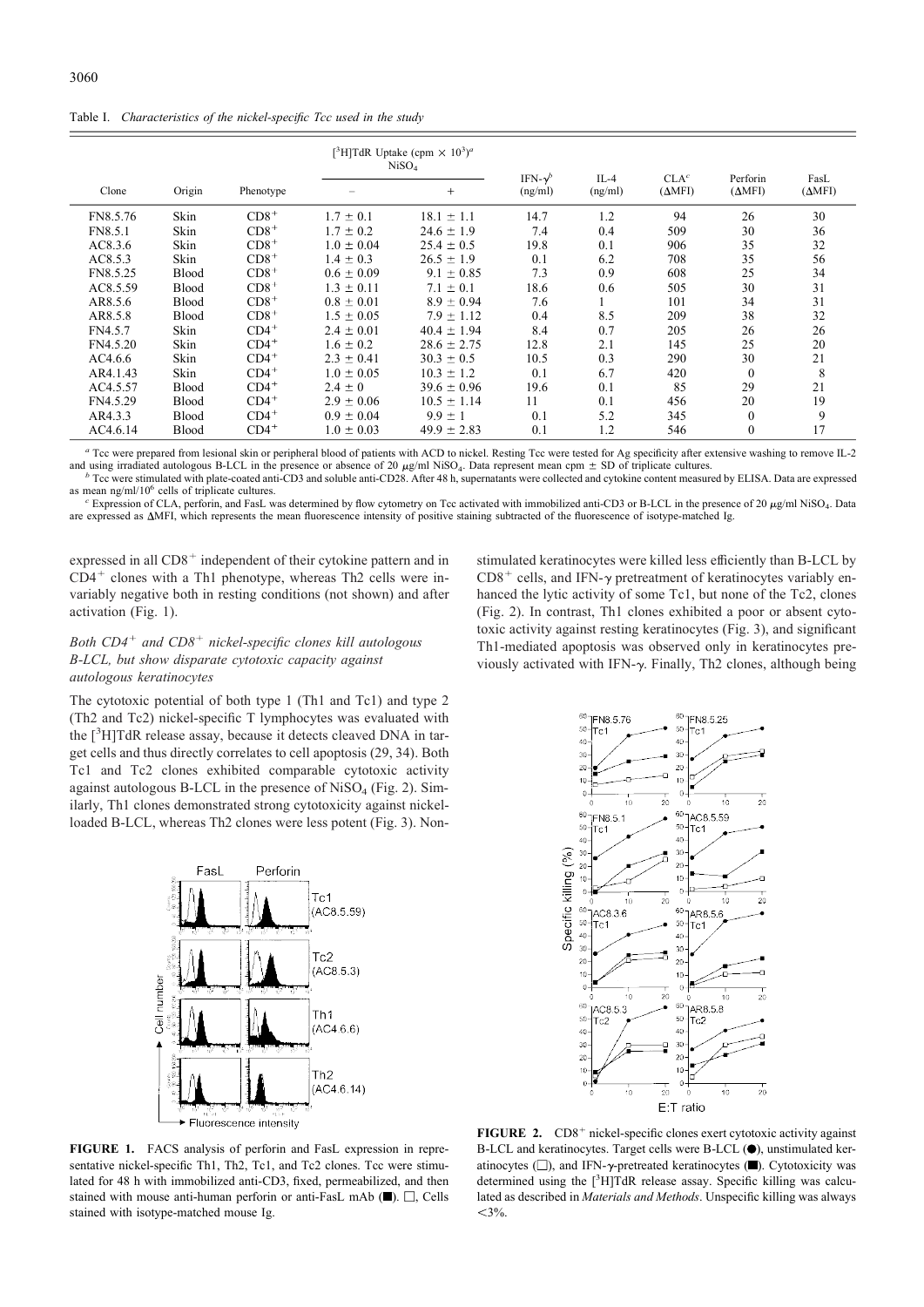Table I. *Characteristics of the nickel-specific Tcc used in the study*

| Clone | Origin | Phenotype | [$^3$H]TdR Uptake (cpm × $10^3$)[a] $NiSO_4$ − | + | IFN-γ[b] (ng/ml) | IL-4 (ng/ml) | CLA[c] (ΔMFI) | Perforin (ΔMFI) | FasL (ΔMFI) |
|---|---|---|---|---|---|---|---|---|---|
| FN8.5.76 | Skin | $CD8^+$ | 1.7 ± 0.1 | 18.1 ± 1.1 | 14.7 | 1.2 | 94 | 26 | 30 |
| FN8.5.1 | Skin | $CD8^+$ | 1.7 ± 0.2 | 24.6 ± 1.9 | 7.4 | 0.4 | 509 | 30 | 36 |
| AC8.3.6 | Skin | $CD8^+$ | 1.0 ± 0.04 | 25.4 ± 0.5 | 19.8 | 0.1 | 906 | 35 | 32 |
| AC8.5.3 | Skin | $CD8^+$ | 1.4 ± 0.3 | 26.5 ± 1.9 | 0.1 | 6.2 | 708 | 35 | 56 |
| FN8.5.25 | Blood | $CD8^+$ | 0.6 ± 0.09 | 9.1 ± 0.85 | 7.3 | 0.9 | 608 | 25 | 34 |
| AC8.5.59 | Blood | $CD8^+$ | 1.3 ± 0.11 | 7.1 ± 0.1 | 18.6 | 0.6 | 505 | 30 | 31 |
| AR8.5.6 | Blood | $CD8^+$ | 0.8 ± 0.01 | 8.9 ± 0.94 | 7.6 | 1 | 101 | 34 | 31 |
| AR8.5.8 | Blood | $CD8^+$ | 1.5 ± 0.05 | 7.9 ± 1.12 | 0.4 | 8.5 | 209 | 38 | 32 |
| FN4.5.7 | Skin | $CD4^+$ | 2.4 ± 0.01 | 40.4 ± 1.94 | 8.4 | 0.7 | 205 | 26 | 26 |
| FN4.5.20 | Skin | $CD4^+$ | 1.6 ± 0.2 | 28.6 ± 2.75 | 12.8 | 2.1 | 145 | 25 | 20 |
| AC4.6.6 | Skin | $CD4^+$ | 2.3 ± 0.41 | 30.3 ± 0.5 | 10.5 | 0.3 | 290 | 30 | 21 |
| AR4.1.43 | Skin | $CD4^+$ | 1.0 ± 0.05 | 10.3 ± 1.2 | 0.1 | 6.7 | 420 | 0 | 8 |
| AC4.5.57 | Blood | $CD4^+$ | 2.4 ± 0 | 39.6 ± 0.96 | 19.6 | 0.1 | 85 | 29 | 21 |
| FN4.5.29 | Blood | $CD4^+$ | 2.9 ± 0.06 | 10.5 ± 1.14 | 11 | 0.1 | 456 | 20 | 19 |
| AR4.3.3 | Blood | $CD4^+$ | 0.9 ± 0.04 | 9.9 ± 1 | 0.1 | 5.2 | 345 | 0 | 9 |
| AC4.6.14 | Blood | $CD4^+$ | 1.0 ± 0.03 | 49.9 ± 2.83 | 0.1 | 1.2 | 546 | 0 | 17 |

[a] Tcc were prepared from lesional skin or peripheral blood of patients with ACD to nickel. Resting Tcc were tested for Ag specificity after extensive washing to remove IL-2 and using irradiated autologous B-LCL in the presence or absence of 20 μg/ml $NiSO_4$. Data represent mean cpm ± SD of triplicate cultures.

[b] Tcc were stimulated with plate-coated anti-CD3 and soluble anti-CD28. After 48 h, supernatants were collected and cytokine content measured by ELISA. Data are expressed as mean ng/ml/$10^6$ cells of triplicate cultures.

[c] Expression of CLA, perforin, and FasL was determined by flow cytometry on Tcc activated with immobilized anti-CD3 or B-LCL in the presence of 20 μg/ml $NiSO_4$. Data are expressed as ΔMFI, which represents the mean fluorescence intensity of positive staining subtracted of the fluorescence of isotype-matched Ig.

expressed in all $CD8^+$ independent of their cytokine pattern and in $CD4^+$ clones with a Th1 phenotype, whereas Th2 cells were invariably negative both in resting conditions (not shown) and after activation (Fig. 1).

### *Both $CD4^+$ and $CD8^+$ nickel-specific clones kill autologous B-LCL, but show disparate cytotoxic capacity against autologous keratinocytes*

The cytotoxic potential of both type 1 (Th1 and Tc1) and type 2 (Th2 and Tc2) nickel-specific T lymphocytes was evaluated with the [$^3$H]TdR release assay, because it detects cleaved DNA in target cells and thus directly correlates to cell apoptosis (29, 34). Both Tc1 and Tc2 clones exhibited comparable cytotoxic activity against autologous B-LCL in the presence of $NiSO_4$ (Fig. 2). Similarly, Th1 clones demonstrated strong cytotoxicity against nickel-loaded B-LCL, whereas Th2 clones were less potent (Fig. 3). Nonstimulated keratinocytes were killed less efficiently than B-LCL by $CD8^+$ cells, and IFN-γ pretreatment of keratinocytes variably enhanced the lytic activity of some Tc1, but none of the Tc2, clones (Fig. 2). In contrast, Th1 clones exhibited a poor or absent cytotoxic activity against resting keratinocytes (Fig. 3), and significant Th1-mediated apoptosis was observed only in keratinocytes previously activated with IFN-γ. Finally, Th2 clones, although being

**FIGURE 1.** FACS analysis of perforin and FasL expression in representative nickel-specific Th1, Th2, Tc1, and Tc2 clones. Tcc were stimulated for 48 h with immobilized anti-CD3, fixed, permeabilized, and then stained with mouse anti-human perforin or anti-FasL mAb (■). □, Cells stained with isotype-matched mouse Ig.

**FIGURE 2.** $CD8^+$ nickel-specific clones exert cytotoxic activity against B-LCL and keratinocytes. Target cells were B-LCL (●), unstimulated keratinocytes (□), and IFN-γ-pretreated keratinocytes (■). Cytotoxicity was determined using the [$^3$H]TdR release assay. Specific killing was calculated as described in *Materials and Methods*. Unspecific killing was always <3%.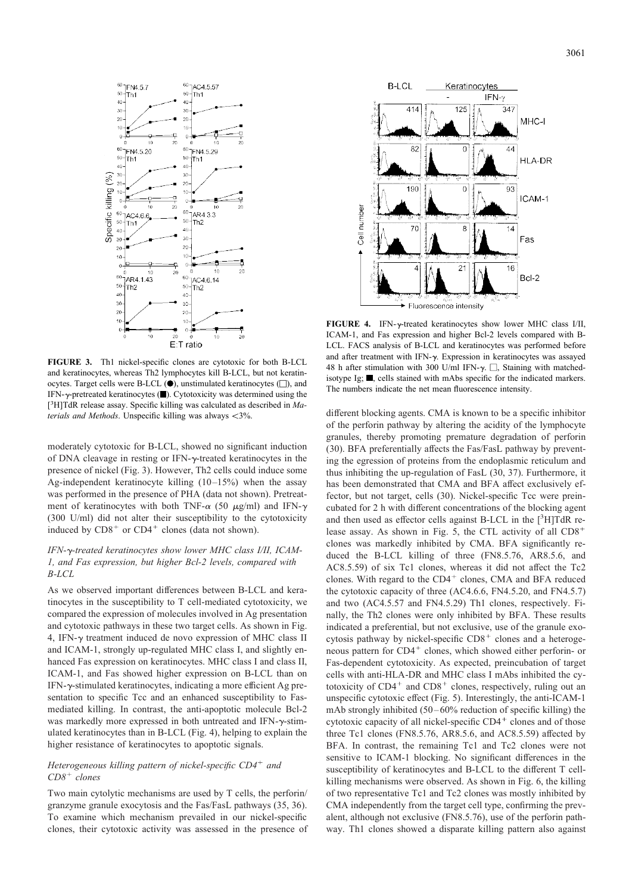**FIGURE 3.** Th1 nickel-specific clones are cytotoxic for both B-LCL and keratinocytes, whereas Th2 lymphocytes kill B-LCL, but not keratinocytes. Target cells were B-LCL (●), unstimulated keratinocytes (□), and IFN-γ-pretreated keratinocytes (■). Cytotoxicity was determined using the [$^3$H]TdR release assay. Specific killing was calculated as described in *Materials and Methods*. Unspecific killing was always <3%.

**FIGURE 4.** IFN-γ-treated keratinocytes show lower MHC class I/II, ICAM-1, and Fas expression and higher Bcl-2 levels compared with B-LCL. FACS analysis of B-LCL and keratinocytes was performed before and after treatment with IFN-γ. Expression in keratinocytes was assayed 48 h after stimulation with 300 U/ml IFN-γ. □, Staining with matched-isotype Ig; ■, cells stained with mAbs specific for the indicated markers. The numbers indicate the net mean fluorescence intensity.

moderately cytotoxic for B-LCL, showed no significant induction of DNA cleavage in resting or IFN-γ-treated keratinocytes in the presence of nickel (Fig. 3). However, Th2 cells could induce some Ag-independent keratinocyte killing (10–15%) when the assay was performed in the presence of PHA (data not shown). Pretreatment of keratinocytes with both TNF-α (50 μg/ml) and IFN-γ (300 U/ml) did not alter their susceptibility to the cytotoxicity induced by CD8$^+$ or CD4$^+$ clones (data not shown).

### *IFN-γ-treated keratinocytes show lower MHC class I/II, ICAM-1, and Fas expression, but higher Bcl-2 levels, compared with B-LCL*

As we observed important differences between B-LCL and keratinocytes in the susceptibility to T cell-mediated cytotoxicity, we compared the expression of molecules involved in Ag presentation and cytotoxic pathways in these two target cells. As shown in Fig. 4, IFN-γ treatment induced de novo expression of MHC class II and ICAM-1, strongly up-regulated MHC class I, and slightly enhanced Fas expression on keratinocytes. MHC class I and class II, ICAM-1, and Fas showed higher expression on B-LCL than on IFN-γ-stimulated keratinocytes, indicating a more efficient Ag presentation to specific Tcc and an enhanced susceptibility to Fas-mediated killing. In contrast, the anti-apoptotic molecule Bcl-2 was markedly more expressed in both untreated and IFN-γ-stimulated keratinocytes than in B-LCL (Fig. 4), helping to explain the higher resistance of keratinocytes to apoptotic signals.

### *Heterogeneous killing pattern of nickel-specific CD4$^+$ and CD8$^+$ clones*

Two main cytolytic mechanisms are used by T cells, the perforin/granzyme granule exocytosis and the Fas/FasL pathways (35, 36). To examine which mechanism prevailed in our nickel-specific clones, their cytotoxic activity was assessed in the presence of different blocking agents. CMA is known to be a specific inhibitor of the perforin pathway by altering the acidity of the lymphocyte granules, thereby promoting premature degradation of perforin (30). BFA preferentially affects the Fas/FasL pathway by preventing the egression of proteins from the endoplasmic reticulum and thus inhibiting the up-regulation of FasL (30, 37). Furthermore, it has been demonstrated that CMA and BFA affect exclusively effector, but not target, cells (30). Nickel-specific Tcc were preincubated for 2 h with different concentrations of the blocking agent and then used as effector cells against B-LCL in the [$^3$H]TdR release assay. As shown in Fig. 5, the CTL activity of all CD8$^+$ clones was markedly inhibited by CMA. BFA significantly reduced the B-LCL killing of three (FN8.5.76, AR8.5.6, and AC8.5.59) of six Tc1 clones, whereas it did not affect the Tc2 clones. With regard to the CD4$^+$ clones, CMA and BFA reduced the cytotoxic capacity of three (AC4.6.6, FN4.5.20, and FN4.5.7) and two (AC4.5.57 and FN4.5.29) Th1 clones, respectively. Finally, the Th2 clones were only inhibited by BFA. These results indicated a preferential, but not exclusive, use of the granule exocytosis pathway by nickel-specific CD8$^+$ clones and a heterogeneous pattern for CD4$^+$ clones, which showed either perforin- or Fas-dependent cytotoxicity. As expected, preincubation of target cells with anti-HLA-DR and MHC class I mAbs inhibited the cytotoxicity of CD4$^+$ and CD8$^+$ clones, respectively, ruling out an unspecific cytotoxic effect (Fig. 5). Interestingly, the anti-ICAM-1 mAb strongly inhibited (50–60% reduction of specific killing) the cytotoxic capacity of all nickel-specific CD4$^+$ clones and of those three Tc1 clones (FN8.5.76, AR8.5.6, and AC8.5.59) affected by BFA. In contrast, the remaining Tc1 and Tc2 clones were not sensitive to ICAM-1 blocking. No significant differences in the susceptibility of keratinocytes and B-LCL to the different T cell-killing mechanisms were observed. As shown in Fig. 6, the killing of two representative Tc1 and Tc2 clones was mostly inhibited by CMA independently from the target cell type, confirming the prevalent, although not exclusive (FN8.5.76), use of the perforin pathway. Th1 clones showed a disparate killing pattern also against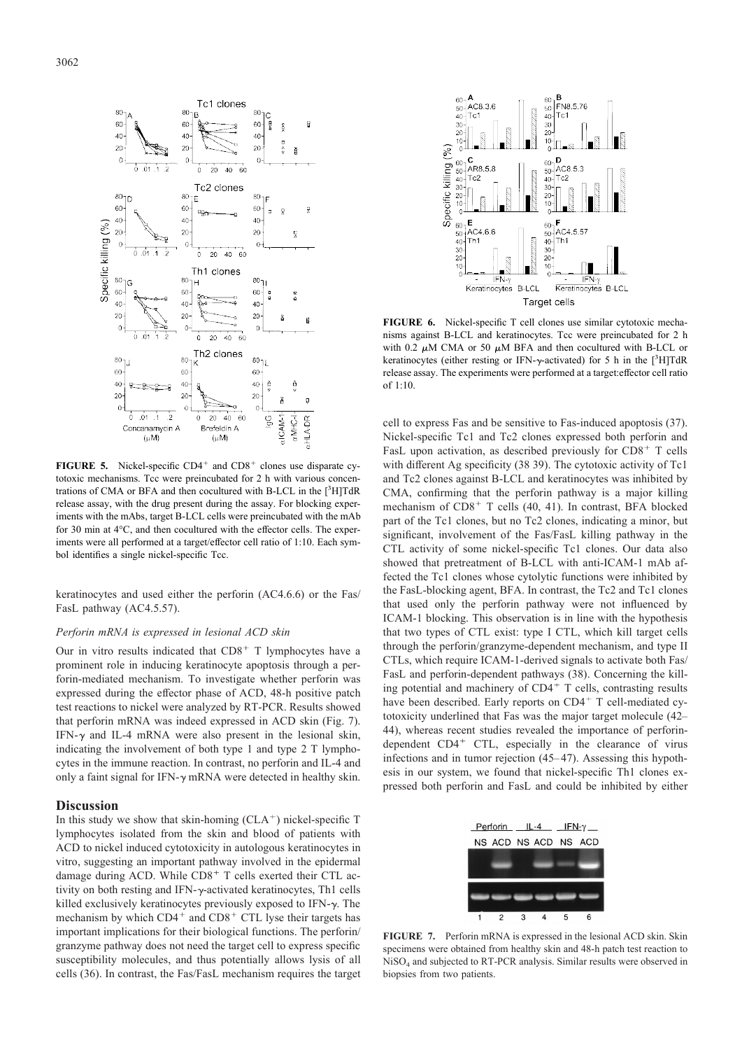**FIGURE 5.** Nickel-specific $CD4^+$ and $CD8^+$ clones use disparate cytotoxic mechanisms. Tcc were preincubated for 2 h with various concentrations of CMA or BFA and then cocultured with B-LCL in the [$^3$H]TdR release assay, with the drug present during the assay. For blocking experiments with the mAbs, target B-LCL cells were preincubated with the mAb for 30 min at 4°C, and then cocultured with the effector cells. The experiments were all performed at a target/effector cell ratio of 1:10. Each symbol identifies a single nickel-specific Tcc.

keratinocytes and used either the perforin (AC4.6.6) or the Fas/FasL pathway (AC4.5.57).

*Perforin mRNA is expressed in lesional ACD skin*

Our in vitro results indicated that $CD8^+$ T lymphocytes have a prominent role in inducing keratinocyte apoptosis through a perforin-mediated mechanism. To investigate whether perforin was expressed during the effector phase of ACD, 48-h positive patch test reactions to nickel were analyzed by RT-PCR. Results showed that perforin mRNA was indeed expressed in ACD skin (Fig. 7). IFN-γ and IL-4 mRNA were also present in the lesional skin, indicating the involvement of both type 1 and type 2 T lymphocytes in the immune reaction. In contrast, no perforin and IL-4 and only a faint signal for IFN-γ mRNA were detected in healthy skin.

## Discussion

In this study we show that skin-homing ($CLA^+$) nickel-specific T lymphocytes isolated from the skin and blood of patients with ACD to nickel induced cytotoxicity in autologous keratinocytes in vitro, suggesting an important pathway involved in the epidermal damage during ACD. While $CD8^+$ T cells exerted their CTL activity on both resting and IFN-γ-activated keratinocytes, Th1 cells killed exclusively keratinocytes previously exposed to IFN-γ. The mechanism by which $CD4^+$ and $CD8^+$ CTL lyse their targets has important implications for their biological functions. The perforin/granzyme pathway does not need the target cell to express specific susceptibility molecules, and thus potentially allows lysis of all cells (36). In contrast, the Fas/FasL mechanism requires the target cell to express Fas and be sensitive to Fas-induced apoptosis (37). Nickel-specific Tc1 and Tc2 clones expressed both perforin and FasL upon activation, as described previously for $CD8^+$ T cells with different Ag specificity (38 39). The cytotoxic activity of Tc1 and Tc2 clones against B-LCL and keratinocytes was inhibited by CMA, confirming that the perforin pathway is a major killing mechanism of $CD8^+$ T cells (40, 41). In contrast, BFA blocked part of the Tc1 clones, but no Tc2 clones, indicating a minor, but significant, involvement of the Fas/FasL killing pathway in the CTL activity of some nickel-specific Tc1 clones. Our data also showed that pretreatment of B-LCL with anti-ICAM-1 mAb affected the Tc1 clones whose cytolytic functions were inhibited by the FasL-blocking agent, BFA. In contrast, the Tc2 and Tc1 clones that used only the perforin pathway were not influenced by ICAM-1 blocking. This observation is in line with the hypothesis that two types of CTL exist: type I CTL, which kill target cells through the perforin/granzyme-dependent mechanism, and type II CTLs, which require ICAM-1-derived signals to activate both Fas/FasL and perforin-dependent pathways (38). Concerning the killing potential and machinery of $CD4^+$ T cells, contrasting results have been described. Early reports on $CD4^+$ T cell-mediated cytotoxicity underlined that Fas was the major target molecule (42–44), whereas recent studies revealed the importance of perforin-dependent $CD4^+$ CTL, especially in the clearance of virus infections and in tumor rejection (45–47). Assessing this hypothesis in our system, we found that nickel-specific Th1 clones expressed both perforin and FasL and could be inhibited by either

**FIGURE 6.** Nickel-specific T cell clones use similar cytotoxic mechanisms against B-LCL and keratinocytes. Tcc were preincubated for 2 h with 0.2 μM CMA or 50 μM BFA and then cocultured with B-LCL or keratinocytes (either resting or IFN-γ-activated) for 5 h in the [$^3$H]TdR release assay. The experiments were performed at a target:effector cell ratio of 1:10.

**FIGURE 7.** Perforin mRNA is expressed in the lesional ACD skin. Skin specimens were obtained from healthy skin and 48-h patch test reaction to $NiSO_4$ and subjected to RT-PCR analysis. Similar results were observed in biopsies from two patients.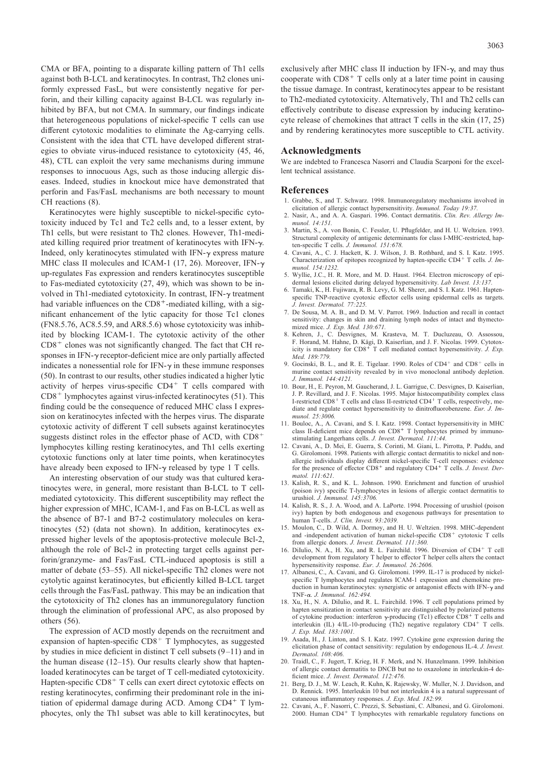CMA or BFA, pointing to a disparate killing pattern of Th1 cells against both B-LCL and keratinocytes. In contrast, Th2 clones uniformly expressed FasL, but were consistently negative for perforin, and their killing capacity against B-LCL was regularly inhibited by BFA, but not CMA. In summary, our findings indicate that heterogeneous populations of nickel-specific T cells can use different cytotoxic modalities to eliminate the Ag-carrying cells. Consistent with the idea that CTL have developed different strategies to obviate virus-induced resistance to cytotoxicity (45, 46, 48), CTL can exploit the very same mechanisms during immune responses to innocuous Ags, such as those inducing allergic diseases. Indeed, studies in knockout mice have demonstrated that perforin and Fas/FasL mechanisms are both necessary to mount CH reactions (8).

Keratinocytes were highly susceptible to nickel-specific cytotoxicity induced by Tc1 and Tc2 cells and, to a lesser extent, by Th1 cells, but were resistant to Th2 clones. However, Th1-mediated killing required prior treatment of keratinocytes with IFN-γ. Indeed, only keratinocytes stimulated with IFN-γ express mature MHC class II molecules and ICAM-1 (17, 26). Moreover, IFN-γ up-regulates Fas expression and renders keratinocytes susceptible to Fas-mediated cytotoxicity (27, 49), which was shown to be involved in Th1-mediated cytotoxicity. In contrast, IFN-γ treatment had variable influences on the $CD8^+$-mediated killing, with a significant enhancement of the lytic capacity for those Tc1 clones (FN8.5.76, AC8.5.59, and AR8.5.6) whose cytotoxicity was inhibited by blocking ICAM-1. The cytotoxic activity of the other $CD8^+$ clones was not significantly changed. The fact that CH responses in IFN-γ receptor-deficient mice are only partially affected indicates a nonessential role for IFN-γ in these immune responses (50). In contrast to our results, other studies indicated a higher lytic activity of herpes virus-specific $CD4^+$ T cells compared with $CD8^+$ lymphocytes against virus-infected keratinocytes (51). This finding could be the consequence of reduced MHC class I expression on keratinocytes infected with the herpes virus. The disparate cytotoxic activity of different T cell subsets against keratinocytes suggests distinct roles in the effector phase of ACD, with $CD8^+$ lymphocytes killing resting keratinocytes, and Th1 cells exerting cytotoxic functions only at later time points, when keratinocytes have already been exposed to IFN-γ released by type 1 T cells.

An interesting observation of our study was that cultured keratinocytes were, in general, more resistant than B-LCL to T cell-mediated cytotoxicity. This different susceptibility may reflect the higher expression of MHC, ICAM-1, and Fas on B-LCL as well as the absence of B7-1 and B7-2 costimulatory molecules on keratinocytes (52) (data not shown). In addition, keratinocytes expressed higher levels of the apoptosis-protective molecule Bcl-2, although the role of Bcl-2 in protecting target cells against perforin/granzyme- and Fas/FasL CTL-induced apoptosis is still a matter of debate (53–55). All nickel-specific Th2 clones were not cytolytic against keratinocytes, but efficiently killed B-LCL target cells through the Fas/FasL pathway. This may be an indication that the cytotoxicity of Th2 clones has an immunoregulatory function through the elimination of professional APC, as also proposed by others (56).

The expression of ACD mostly depends on the recruitment and expansion of hapten-specific $CD8^+$ T lymphocytes, as suggested by studies in mice deficient in distinct T cell subsets (9–11) and in the human disease (12–15). Our results clearly show that hapten-loaded keratinocytes can be target of T cell-mediated cytotoxicity. Hapten-specific $CD8^+$ T cells can exert direct cytotoxic effects on resting keratinocytes, confirming their predominant role in the initiation of epidermal damage during ACD. Among $CD4^+$ T lymphocytes, only the Th1 subset was able to kill keratinocytes, but exclusively after MHC class II induction by IFN-γ, and may thus cooperate with $CD8^+$ T cells only at a later time point in causing the tissue damage. In contrast, keratinocytes appear to be resistant to Th2-mediated cytotoxicity. Alternatively, Th1 and Th2 cells can effectively contribute to disease expression by inducing keratinocyte release of chemokines that attract T cells in the skin (17, 25) and by rendering keratinocytes more susceptible to CTL activity.

## Acknowledgments

We are indebted to Francesca Nasorri and Claudia Scarponi for the excellent technical assistance.

## References

1. Grabbe, S., and T. Schwarz. 1998. Immunoregulatory mechanisms involved in elicitation of allergic contact hypersensitivity. *Immunol. Today 19:37.*
2. Nasir, A., and A. A. Gaspari. 1996. Contact dermatitis. *Clin. Rev. Allergy Immunol. 14:151.*
3. Martin, S., A. von Bonin, C. Fessler, U. Pflugfelder, and H. U. Weltzien. 1993. Structural complexity of antigenic determinants for class I-MHC-restricted, hapten-specific T cells. *J. Immunol. 151:678.*
4. Cavani, A., C. J. Hackett, K. J. Wilson, J. B. Rothbard, and S. I. Katz. 1995. Characterization of epitopes recognized by hapten-specific $CD4^+$ T cells. *J. Immunol. 154:1232.*
5. Wyllie, J.C., H. R. More, and M. D. Haust. 1964. Electron microscopy of epidermal lesions elicited during delayed hypersensitivity. *Lab Invest. 13:137.*
6. Tamaki, K., H. Fujiwara, R. B. Levy, G. M. Sherer, and S. I. Katz. 1961. Hapten-specific TNP-reactive cytotoxic effector cells using epidermal cells as targets. *J. Invest. Dermatol. 77:225.*
7. De Sousa, M. A. B., and D. M. V. Parrot. 1969. Induction and recall in contact sensitivity: changes in skin and draining lymph nodes of intact and thymectomized mice. *J. Exp. Med. 130:671.*
8. Kehren, J., C. Desvignes, M. Krasteva, M. T. Ducluzeau, O. Assossou, F. Horand, M. Hahne, D. Kägi, D. Kaiserlian, and J. F. Nicolas. 1999. Cytotoxicity is mandatory for $CD8^+$ T cell mediated contact hypersensitivity. *J. Exp. Med. 189:779.*
9. Gocinski, B. L., and R. E. Tigelaar. 1990. Roles of $CD4^+$ and $CD8^+$ cells in murine contact sensitivity revealed by in vivo monoclonal antibody depletion. *J. Immunol. 144:4121.*
10. Bour, H., E. Peyron, M. Gaucherand, J. L. Garrigue, C. Desvignes, D. Kaiserlian, J. P. Revillard, and J. F. Nicolas. 1995. Major histocompatibility complex class I-restricted $CD8^+$ T cells and class II-restricted $CD4^+$ T cells, respectively, mediate and regulate contact hypersensitivity to dinitrofluorobenzene. *Eur. J. Immunol. 25:3006.*
11. Bouloc, A., A. Cavani, and S. I. Katz. 1998. Contact hypersensitivity in MHC class II-deficient mice depends on $CD8^+$ T lymphocytes primed by immunostimulating Langerhans cells. *J. Invest. Dermatol. 111:44.*
12. Cavani, A., D. Mei, E. Guerra, S. Corinti, M. Giani, L. Pirrotta, P. Puddu, and G. Girolomoni. 1998. Patients with allergic contact dermatitis to nickel and nonallergic individuals display different nickel-specific T-cell responses: evidence for the presence of effector $CD8^+$ and regulatory $CD4^+$ T cells. *J. Invest. Dermatol. 111:621.*
13. Kalish, R. S., and K. L. Johnson. 1990. Enrichment and function of urushiol (poison ivy) specific T-lymphocytes in lesions of allergic contact dermatitis to urushiol. *J. Immunol. 145:3706.*
14. Kalish, R. S., J. A. Wood, and A. LaPorte. 1994. Processing of urushiol (poison ivy) hapten by both endogenous and exogenous pathways for presentation to human T-cells. *J. Clin. Invest. 93:2039.*
15. Moulon, C., D. Wild, A. Dormoy, and H. U. Weltzien. 1998. MHC-dependent and -independent activation of human nickel-specific $CD8^+$ cytotoxic T cells from allergic donors. *J. Invest. Dermatol. 111:360.*
16. DiIulio, N. A., H. Xu, and R. L. Fairchild. 1996. Diversion of $CD4^+$ T cell development from regulatory T helper to effector T helper cells alters the contact hypersensitivity response. *Eur. J. Immunol. 26:2606.*
17. Albanesi, C., A. Cavani, and G. Girolomoni. 1999. IL-17 is produced by nickel-specific T lymphocytes and regulates ICAM-1 expression and chemokine production in human keratinocytes: synergistic or antagonist effects with IFN-γ and TNF-α. *J. Immunol. 162:494.*
18. Xu, H., N. A. DiIulio, and R. L. Fairchild. 1996. T cell populations primed by hapten sensitization in contact sensitivity are distinguished by polarized patterns of cytokine production: interferon γ-producing (Tc1) effector $CD8^+$ T cells and interleukin (IL) 4/IL-10-producing (Th2) negative regulatory $CD4^+$ T cells. *J. Exp. Med. 183:1001.*
19. Asada, H., J. Linton, and S. I. Katz. 1997. Cytokine gene expression during the elicitation phase of contact sensitivity: regulation by endogenous IL-4. *J. Invest. Dermatol. 108:406.*
20. Traidl, C., F. Jugert, T. Krieg, H. F. Merk, and N. Hunzelmann. 1999. Inhibition of allergic contact dermatitis to DNCB but no to oxazolone in interleukin-4 deficient mice. *J. Invest. Dermatol. 112:476.*
21. Berg, D. J., M. W. Leach, R. Kuhn, K. Rajewsky, W. Muller, N. J. Davidson, and D. Rennick. 1995. Interleukin 10 but not interleukin 4 is a natural suppressant of cutaneous inflammatory responses. *J. Exp. Med. 182:99.*
22. Cavani, A., F. Nasorri, C. Prezzi, S. Sebastiani, C. Albanesi, and G. Girolomoni. 2000. Human $CD4^+$ T lymphocytes with remarkable regulatory functions on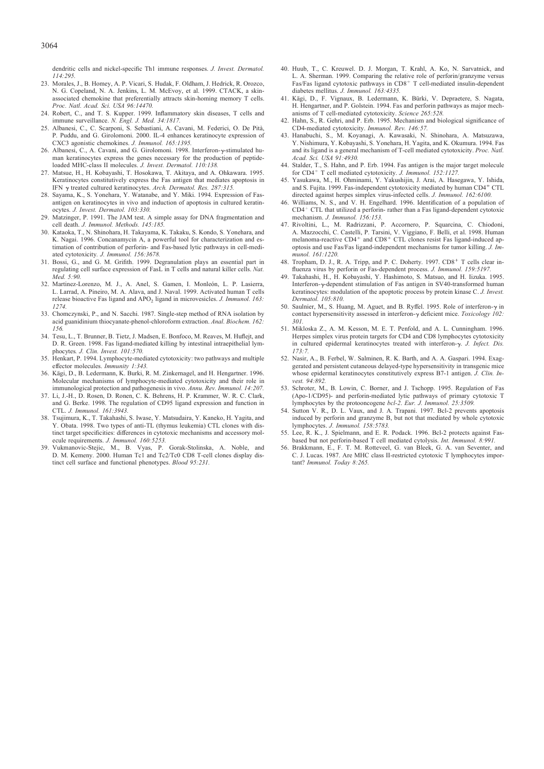dendritic cells and nickel-specific Th1 immune responses. *J. Invest. Dermatol. 114:295.*

23. Morales, J., B. Homey, A. P. Vicari, S. Hudak, F. Oldham, J. Hedrick, R. Orozco, N. G. Copeland, N. A. Jenkins, L. M. McEvoy, et al. 1999. CTACK, a skin-associated chemokine that preferentially attracts skin-homing memory T cells. *Proc. Natl. Acad. Sci. USA 96:14470.*
24. Robert, C., and T. S. Kupper. 1999. Inflammatory skin diseases, T cells and immune surveillance. *N. Engl. J. Med. 34:1817.*
25. Albanesi, C., C. Scarponi, S. Sebastiani, A. Cavani, M. Federici, O. De Pità, P. Puddu, and G. Girolomoni. 2000. IL-4 enhances keratinocyte expression of CXC3 agonistic chemokines. *J. Immunol. 165:1395.*
26. Albanesi, C., A. Cavani, and G. Girolomoni. 1998. Interferon-γ-stimulated human keratinocytes express the genes necessary for the production of peptide-loaded MHC-class II molecules. *J. Invest. Dermatol. 110:138.*
27. Matsue, H., H. Kobayashi, T. Hosokawa, T. Akitaya, and A. Ohkawara. 1995. Keratinocytes constitutively express the Fas antigen that mediates apoptosis in IFN γ treated cultured keratinocytes. *Arch. Dermatol. Res. 287:315.*
28. Sayama, K., S. Yonehara, Y. Watanabe, and Y. Miki. 1994. Expression of Fas-antigen on keratinocytes in vivo and induction of apoptosis in cultured keratinocytes. *J. Invest. Dermatol. 103:330.*
29. Matzinger, P. 1991. The JAM test. A simple assay for DNA fragmentation and cell death. *J. Immunol. Methods. 145:185.*
30. Kataoka, T., N. Shinohara, H. Takayama, K. Takaku, S. Kondo, S. Yonehara, and K. Nagai. 1996. Concanamycin A, a powerful tool for characterization and estimation of contribution of perforin- and Fas-based lytic pathways in cell-mediated cytotoxicity. *J. Immunol. 156:3678.*
31. Bossi, G., and G. M. Grifith. 1999. Degranulation plays an essential part in regulating cell surface expression of FasL in T cells and natural killer cells. *Nat. Med. 5:90.*
32. Martinez-Lorenzo, M. J., A. Anel, S. Gamen, I. Monleón, L. P. Lasierra, L. Larrad, A. Pineiro, M. A. Alava, and J. Naval. 1999. Activated human T cells release bioactive Fas ligand and $APO_2$ ligand in microvesicles. *J. Immunol. 163: 1274.*
33. Chomczynski, P., and N. Sacchi. 1987. Single-step method of RNA isolation by acid guanidinium thiocyanate-phenol-chloroform extraction. *Anal. Biochem. 162: 156.*
34. Tesu, L., T. Brunner, B. Tietz, J. Madsen, E. Bonfoco, M. Reaves, M. Huflejt, and D. R. Green. 1998. Fas ligand-mediated killing by intestinal intraepithelial lymphocytes. *J. Clin. Invest. 101:570.*
35. Henkart, P. 1994. Lymphocyte-mediated cytotoxicity: two pathways and multiple effector molecules. *Immunity 1:343.*
36. Kägi, D., B. Ledermann, K. Burki, R. M. Zinkernagel, and H. Hengartner. 1996. Molecular mechanisms of lymphocyte-mediated cytotoxicity and their role in immunological protection and pathogenesis in vivo. *Annu. Rev. Immunol. 14:207.*
37. Li, J.-H., D. Rosen, D. Ronen, C. K. Behrens, H. P. Krammer, W. R. C. Clark, and G. Berke. 1998. The regulation of CD95 ligand expression and function in CTL. *J. Immunol. 161:3943.*
38. Tsujimura, K., T. Takahashi, S. Iwase, Y. Matsudaira, Y. Kaneko, H. Yagita, and Y. Obata. 1998. Two types of anti-TL (thymus leukemia) CTL clones with distinct target specificities: differences in cytotoxic mechanisms and accessory molecule requirements. *J. Immunol. 160:5253.*
39. Vukmanovic-Stejic, M., B. Vyas, P. Gorak-Stolinska, A. Noble, and D. M. Kemeny. 2000. Human Tc1 and Tc2/Tc0 CD8 T-cell clones display distinct cell surface and functional phenotypes. *Blood 95:231.*
40. Huub, T., C. Kreuwel. D. J. Morgan, T. Krahl, A. Ko, N. Sarvatnick, and L. A. Sherman. 1999. Comparing the relative role of perforin/granzyme versus Fas/Fas ligand cytotoxic pathways in $CD8^+$ T cell-mediated insulin-dependent diabetes mellitus. *J. Immunol. 163:4335.*
41. Kägi, D., F. Vignaux, B. Ledermann, K. Bürki, V. Depraetere, S. Nagata, H. Hengartner, and P. Golstein. 1994. Fas and perforin pathways as major mechanisms of T cell-mediated cytotoxicity. *Science 265:528.*
42. Hahn, S., R. Gehri, and P. Erb. 1995. Mechanism and biological significance of CD4-mediated cytotoxicity. *Immunol. Rev. 146:57.*
43. Hanabuchi, S., M. Koyanagi, A. Kawasaki, N. Shinohara, A. Matsuzawa, Y. Nishimura, Y. Kobayashi, S. Yonehara, H. Yagita, and K. Okumura. 1994. Fas and its ligand is a general mechanism of T-cell mediated cytotoxicity. *Proc. Natl. Acad. Sci. USA 91:4930.*
44. Stalder, T., S. Hahn, and P. Erb. 1994. Fas antigen is the major target molecule for $CD4^+$ T cell mediated cytotoxicity. *J. Immunol. 152:1127.*
45. Yasukawa, M., H. Ohminami, Y. Yakushijin, J. Arai, A. Hasegawa, Y. Ishida, and S. Fujita. 1999. Fas-independent cytotoxicity mediated by human $CD4^+$ CTL directed against herpes simplex virus-infected cells. *J. Immunol. 162:6100.*
46. Williams, N. S., and V. H. Engelhard. 1996. Identification of a population of $CD4^+$ CTL that utilized a perforin- rather than a Fas ligand-dependent cytotoxic mechanism. *J. Immunol. 156:153.*
47. Rivoltini, L., M. Radrizzani, P. Accornero, P. Squarcina, C. Chiodoni, A. Mazzocchi, C. Castelli, P. Tarsini, V. Viggiano, F. Belli, et al. 1998. Human melanoma-reactive $CD4^+$ and $CD8^+$ CTL clones resist Fas ligand-induced apoptosis and use Fas/Fas ligand-independent mechanisms for tumor killing. *J. Immunol. 161:1220.*
48. Tropham, D. J., R. A. Tripp, and P. C. Doherty. 1997. $CD8^+$ T cells clear influenza virus by perforin or Fas-dependent process. *J. Immunol. 159:5197.*
49. Takahashi, H., H. Kobayashi, Y. Hashimoto, S. Matsuo, and H. Iizuka. 1995. Interferon-γ-dependent stimulation of Fas antigen in SV40-transformed human keratinocytes: modulation of the apoptotic process by protein kinase C. *J. Invest. Dermatol. 105:810.*
50. Saulnier, M., S. Huang, M. Aguet, and B. Ryffel. 1995. Role of interferon-γ in contact hypersensitivity assessed in interferon-γ deficient mice. *Toxicology 102: 301.*
51. Mikloska Z., A. M. Kesson, M. E. T. Penfold, and A. L. Cunningham. 1996. Herpes simplex virus protein targets for CD4 and CD8 lymphocytes cytotoxicity in cultured epidermal keratinocytes treated with interferon-γ. *J. Infect. Dis. 173:7.*
52. Nasir, A., B. Ferbel, W. Salminen, R. K. Barth, and A. A. Gaspari. 1994. Exaggerated and persistent cutaneous delayed-type hypersensitivity in transgenic mice whose epidermal keratinocytes constitutively express B7-1 antigen. *J. Clin. Invest. 94:892.*
53. Schroter, M., B. Lowin, C. Borner, and J. Tschopp. 1995. Regulation of Fas (Apo-1/CD95)- and perforin-mediated lytic pathways of primary cytotoxic T lymphocytes by the protooncogene *bcl-2*. *Eur. J. Immunol. 25:3509.*
54. Sutton V. R., D. L. Vaux, and J. A. Trapani. 1997. Bcl-2 prevents apoptosis induced by perforin and granzyme B, but not that mediated by whole cytotoxic lymphocytes. *J. Immunol. 158:5783.*
55. Lee, R. K., J. Spielmann, and E. R. Podack. 1996. Bcl-2 protects against Fas-based but not perforin-based T cell mediated cytolysis. *Int. Immunol. 8:991.*
56. Brakkmann, E., F. T. M. Rotteveel, G. van Bleek, G. A. van Seventer, and C. J. Lucas. 1987. Are MHC class II-restricted cytotoxic T lymphocytes important? *Immunol. Today 8:265.*